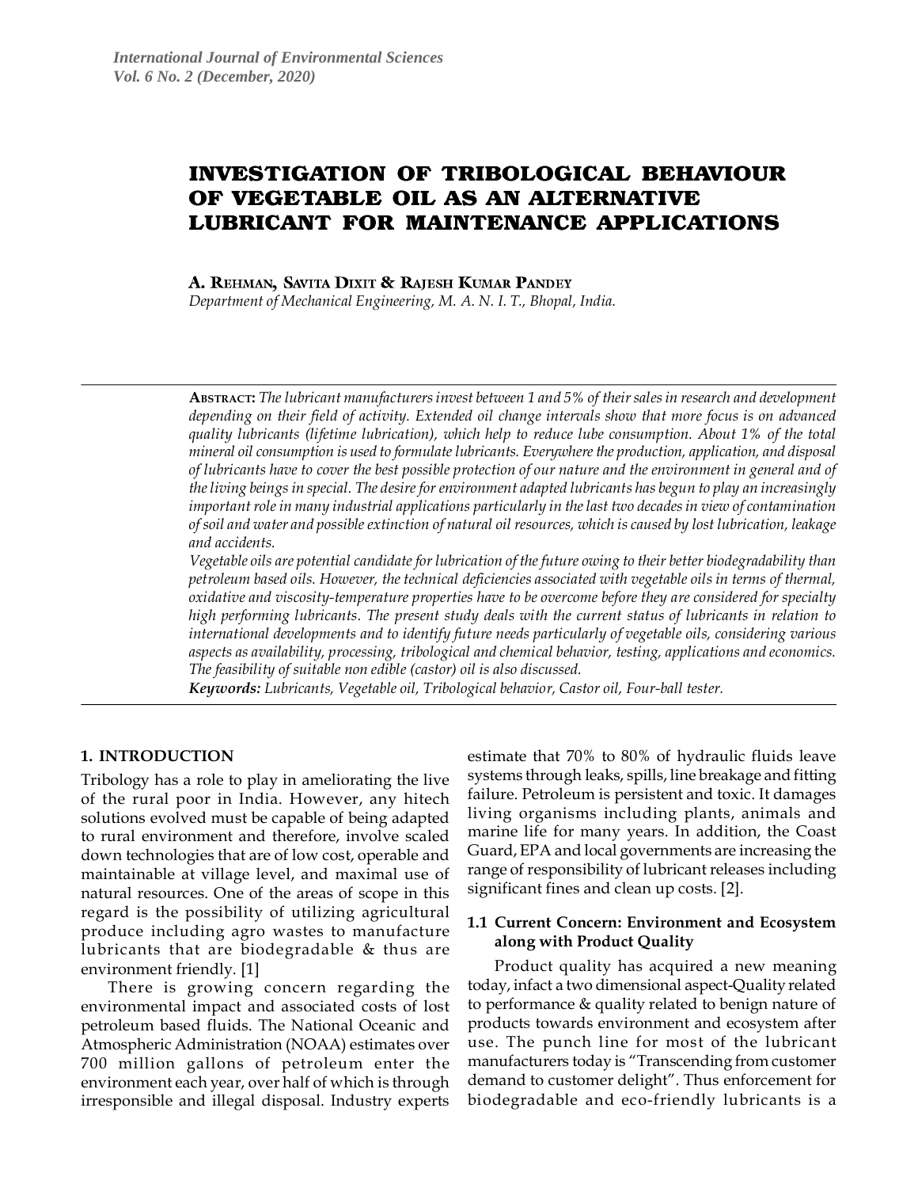# INVESTIGATION OF TRIBOLOGICAL BEHAVIOUR OF VEGETABLE OIL AS AN ALTERNATIVE LUBRICANT FOR MAINTENANCE APPLICATIONS

**A. Rehman, Savita Dixit & Rajesh Kumar Pandey**

*Department of Mechanical Engineering, M. A. N. I. T., Bhopal, India.*

**Abstract:** *The lubricant manufacturers invest between 1 and 5% of their sales in research and development depending on their field of activity. Extended oil change intervals show that more focus is on advanced quality lubricants (lifetime lubrication), which help to reduce lube consumption. About 1% of the total mineral oil consumption is used to formulate lubricants. Everywhere the production, application, and disposal of lubricants have to cover the best possible protection of our nature and the environment in general and of the living beings in special. The desire for environment adapted lubricants has begun to play an increasingly important role in many industrial applications particularly in the last two decades in view of contamination of soil and water and possible extinction of natural oil resources, which is caused by lost lubrication, leakage and accidents.*

*Vegetable oils are potential candidate for lubrication of the future owing to their better biodegradability than petroleum based oils. However, the technical deficiencies associated with vegetable oils in terms of thermal, oxidative and viscosity-temperature properties have to be overcome before they are considered for specialty high performing lubricants. The present study deals with the current status of lubricants in relation to international developments and to identify future needs particularly of vegetable oils, considering various aspects as availability, processing, tribological and chemical behavior, testing, applications and economics. The feasibility of suitable non edible (castor) oil is also discussed.*

***Keywords:*** *Lubricants, Vegetable oil, Tribological behavior, Castor oil, Four-ball tester.*

## 1. INTRODUCTION

Tribology has a role to play in ameliorating the live of the rural poor in India. However, any hitech solutions evolved must be capable of being adapted to rural environment and therefore, involve scaled down technologies that are of low cost, operable and maintainable at village level, and maximal use of natural resources. One of the areas of scope in this regard is the possibility of utilizing agricultural produce including agro wastes to manufacture lubricants that are biodegradable & thus are environment friendly. [1]

There is growing concern regarding the environmental impact and associated costs of lost petroleum based fluids. The National Oceanic and Atmospheric Administration (NOAA) estimates over 700 million gallons of petroleum enter the environment each year, over half of which is through irresponsible and illegal disposal. Industry experts estimate that 70% to 80% of hydraulic fluids leave systems through leaks, spills, line breakage and fitting failure. Petroleum is persistent and toxic. It damages living organisms including plants, animals and marine life for many years. In addition, the Coast Guard, EPA and local governments are increasing the range of responsibility of lubricant releases including significant fines and clean up costs. [2].

### 1.1 Current Concern: Environment and Ecosystem along with Product Quality

Product quality has acquired a new meaning today, infact a two dimensional aspect-Quality related to performance & quality related to benign nature of products towards environment and ecosystem after use. The punch line for most of the lubricant manufacturers today is "Transcending from customer demand to customer delight". Thus enforcement for biodegradable and eco-friendly lubricants is a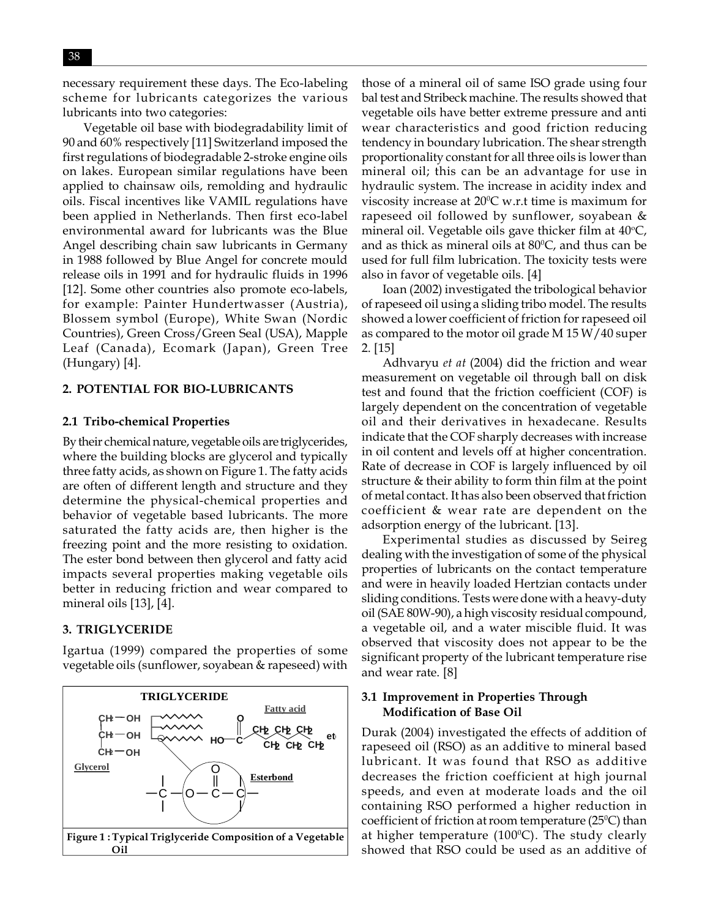necessary requirement these days. The Eco-labeling scheme for lubricants categorizes the various lubricants into two categories:

Vegetable oil base with biodegradability limit of 90 and 60% respectively [11] Switzerland imposed the first regulations of biodegradable 2-stroke engine oils on lakes. European similar regulations have been applied to chainsaw oils, remolding and hydraulic oils. Fiscal incentives like VAMIL regulations have been applied in Netherlands. Then first eco-label environmental award for lubricants was the Blue Angel describing chain saw lubricants in Germany in 1988 followed by Blue Angel for concrete mould release oils in 1991 and for hydraulic fluids in 1996 [12]. Some other countries also promote eco-labels, for example: Painter Hundertwasser (Austria), Blossem symbol (Europe), White Swan (Nordic Countries), Green Cross/Green Seal (USA), Mapple Leaf (Canada), Ecomark (Japan), Green Tree (Hungary) [4].

## 2. POTENTIAL FOR BIO-LUBRICANTS

### 2.1 Tribo-chemical Properties

By their chemical nature, vegetable oils are triglycerides, where the building blocks are glycerol and typically three fatty acids, as shown on Figure 1. The fatty acids are often of different length and structure and they determine the physical-chemical properties and behavior of vegetable based lubricants. The more saturated the fatty acids are, then higher is the freezing point and the more resisting to oxidation. The ester bond between then glycerol and fatty acid impacts several properties making vegetable oils better in reducing friction and wear compared to mineral oils [13], [4].

## 3. TRIGLYCERIDE

Igartua (1999) compared the properties of some vegetable oils (sunflower, soyabean & rapeseed) with those of a mineral oil of same ISO grade using four bal test and Stribeck machine. The results showed that vegetable oils have better extreme pressure and anti wear characteristics and good friction reducing tendency in boundary lubrication. The shear strength proportionality constant for all three oils is lower than mineral oil; this can be an advantage for use in hydraulic system. The increase in acidity index and viscosity increase at 20$^0$C w.r.t time is maximum for rapeseed oil followed by sunflower, soyabean & mineral oil. Vegetable oils gave thicker film at 40$^o$C, and as thick as mineral oils at 80$^0$C, and thus can be used for full film lubrication. The toxicity tests were also in favor of vegetable oils. [4]

TRIGLYCERIDE

Figure 1 : Typical Triglyceride Composition of a Vegetable Oil

Ioan (2002) investigated the tribological behavior of rapeseed oil using a sliding tribo model. The results showed a lower coefficient of friction for rapeseed oil as compared to the motor oil grade M 15 W/40 super 2. [15]

Adhvaryu *et at* (2004) did the friction and wear measurement on vegetable oil through ball on disk test and found that the friction coefficient (COF) is largely dependent on the concentration of vegetable oil and their derivatives in hexadecane. Results indicate that the COF sharply decreases with increase in oil content and levels off at higher concentration. Rate of decrease in COF is largely influenced by oil structure & their ability to form thin film at the point of metal contact. It has also been observed that friction coefficient & wear rate are dependent on the adsorption energy of the lubricant. [13].

Experimental studies as discussed by Seireg dealing with the investigation of some of the physical properties of lubricants on the contact temperature and were in heavily loaded Hertzian contacts under sliding conditions. Tests were done with a heavy-duty oil (SAE 80W-90), a high viscosity residual compound, a vegetable oil, and a water miscible fluid. It was observed that viscosity does not appear to be the significant property of the lubricant temperature rise and wear rate. [8]

### 3.1 Improvement in Properties Through Modification of Base Oil

Durak (2004) investigated the effects of addition of rapeseed oil (RSO) as an additive to mineral based lubricant. It was found that RSO as additive decreases the friction coefficient at high journal speeds, and even at moderate loads and the oil containing RSO performed a higher reduction in coefficient of friction at room temperature (25$^0$C) than at higher temperature (100$^0$C). The study clearly showed that RSO could be used as an additive of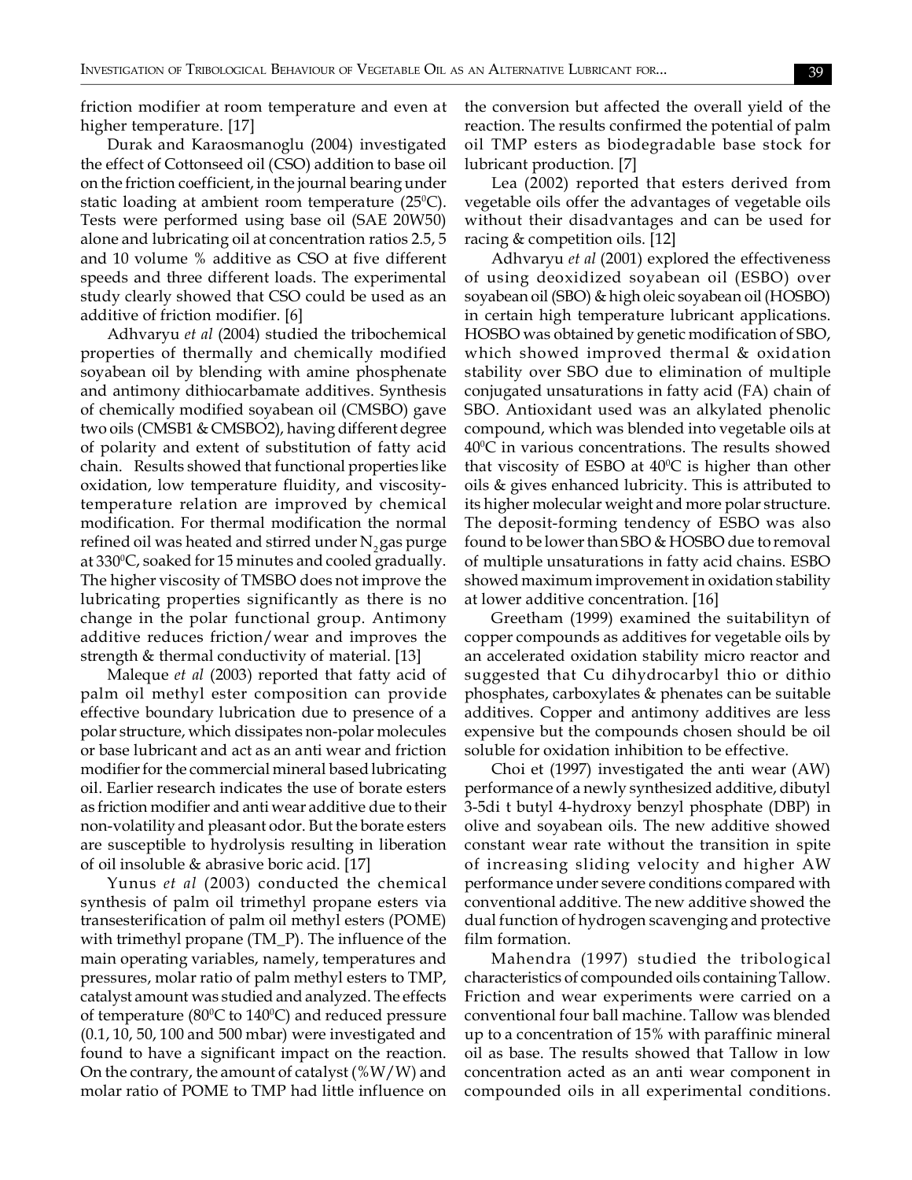friction modifier at room temperature and even at higher temperature. [17]

Durak and Karaosmanoglu (2004) investigated the effect of Cottonseed oil (CSO) addition to base oil on the friction coefficient, in the journal bearing under static loading at ambient room temperature ($25^0$C). Tests were performed using base oil (SAE 20W50) alone and lubricating oil at concentration ratios 2.5, 5 and 10 volume % additive as CSO at five different speeds and three different loads. The experimental study clearly showed that CSO could be used as an additive of friction modifier. [6]

Adhvaryu *et al* (2004) studied the tribochemical properties of thermally and chemically modified soyabean oil by blending with amine phosphenate and antimony dithiocarbamate additives. Synthesis of chemically modified soyabean oil (CMSBO) gave two oils (CMSB1 & CMSBO2), having different degree of polarity and extent of substitution of fatty acid chain. Results showed that functional properties like oxidation, low temperature fluidity, and viscosity-temperature relation are improved by chemical modification. For thermal modification the normal refined oil was heated and stirred under $N_2$ gas purge at $330^0$C, soaked for 15 minutes and cooled gradually. The higher viscosity of TMSBO does not improve the lubricating properties significantly as there is no change in the polar functional group. Antimony additive reduces friction/wear and improves the strength & thermal conductivity of material. [13]

Maleque *et al* (2003) reported that fatty acid of palm oil methyl ester composition can provide effective boundary lubrication due to presence of a polar structure, which dissipates non-polar molecules or base lubricant and act as an anti wear and friction modifier for the commercial mineral based lubricating oil. Earlier research indicates the use of borate esters as friction modifier and anti wear additive due to their non-volatility and pleasant odor. But the borate esters are susceptible to hydrolysis resulting in liberation of oil insoluble & abrasive boric acid. [17]

Yunus *et al* (2003) conducted the chemical synthesis of palm oil trimethyl propane esters via transesterification of palm oil methyl esters (POME) with trimethyl propane (TM_P). The influence of the main operating variables, namely, temperatures and pressures, molar ratio of palm methyl esters to TMP, catalyst amount was studied and analyzed. The effects of temperature ($80^0$C to $140^0$C) and reduced pressure (0.1, 10, 50, 100 and 500 mbar) were investigated and found to have a significant impact on the reaction. On the contrary, the amount of catalyst (%W/W) and molar ratio of POME to TMP had little influence on the conversion but affected the overall yield of the reaction. The results confirmed the potential of palm oil TMP esters as biodegradable base stock for lubricant production. [7]

Lea (2002) reported that esters derived from vegetable oils offer the advantages of vegetable oils without their disadvantages and can be used for racing & competition oils. [12]

Adhvaryu *et al* (2001) explored the effectiveness of using deoxidized soyabean oil (ESBO) over soyabean oil (SBO) & high oleic soyabean oil (HOSBO) in certain high temperature lubricant applications. HOSBO was obtained by genetic modification of SBO, which showed improved thermal & oxidation stability over SBO due to elimination of multiple conjugated unsaturations in fatty acid (FA) chain of SBO. Antioxidant used was an alkylated phenolic compound, which was blended into vegetable oils at $40^0$C in various concentrations. The results showed that viscosity of ESBO at $40^0$C is higher than other oils & gives enhanced lubricity. This is attributed to its higher molecular weight and more polar structure. The deposit-forming tendency of ESBO was also found to be lower than SBO & HOSBO due to removal of multiple unsaturations in fatty acid chains. ESBO showed maximum improvement in oxidation stability at lower additive concentration. [16]

Greetham (1999) examined the suitabilityn of copper compounds as additives for vegetable oils by an accelerated oxidation stability micro reactor and suggested that Cu dihydrocarbyl thio or dithio phosphates, carboxylates & phenates can be suitable additives. Copper and antimony additives are less expensive but the compounds chosen should be oil soluble for oxidation inhibition to be effective.

Choi et (1997) investigated the anti wear (AW) performance of a newly synthesized additive, dibutyl 3-5di t butyl 4-hydroxy benzyl phosphate (DBP) in olive and soyabean oils. The new additive showed constant wear rate without the transition in spite of increasing sliding velocity and higher AW performance under severe conditions compared with conventional additive. The new additive showed the dual function of hydrogen scavenging and protective film formation.

Mahendra (1997) studied the tribological characteristics of compounded oils containing Tallow. Friction and wear experiments were carried on a conventional four ball machine. Tallow was blended up to a concentration of 15% with paraffinic mineral oil as base. The results showed that Tallow in low concentration acted as an anti wear component in compounded oils in all experimental conditions.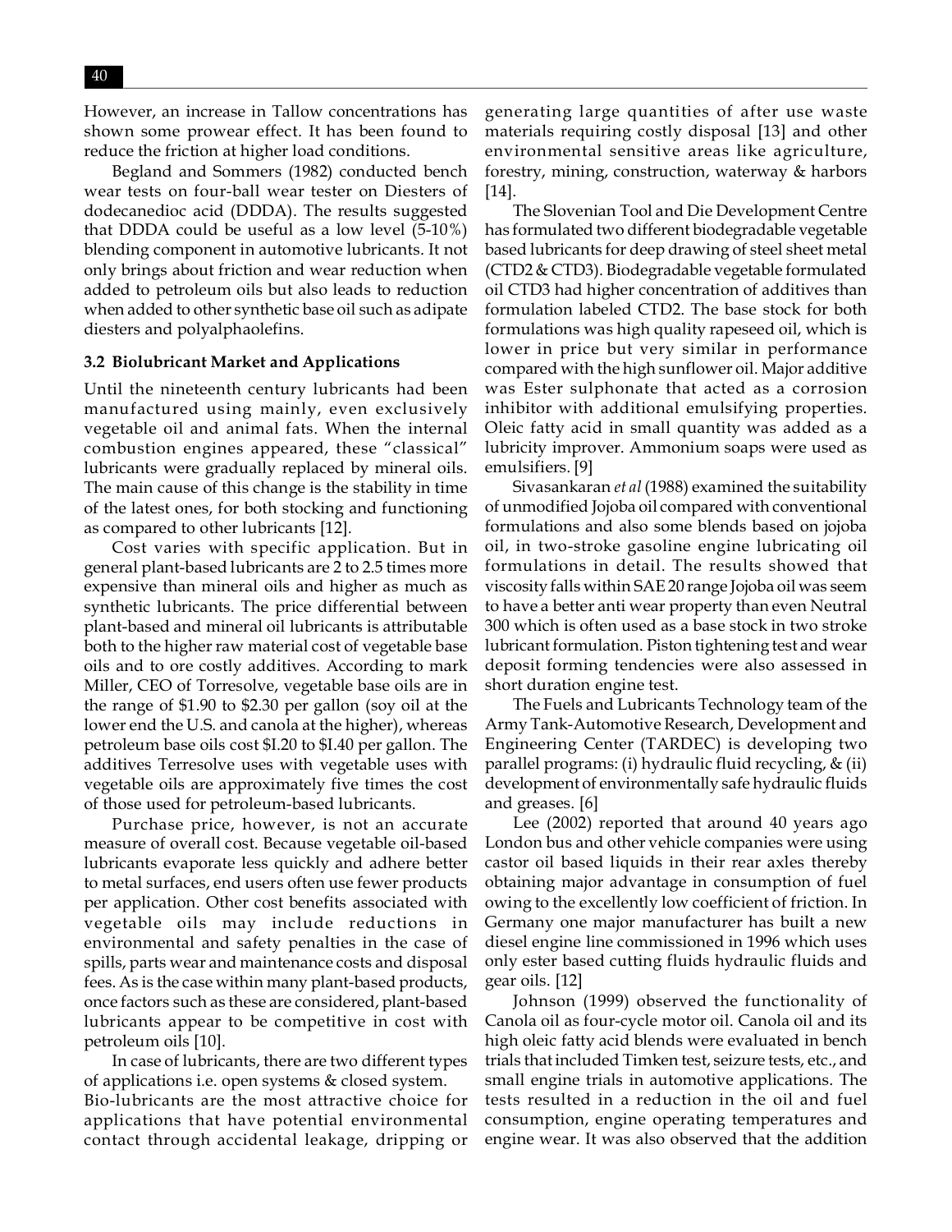However, an increase in Tallow concentrations has shown some prowear effect. It has been found to reduce the friction at higher load conditions.

Begland and Sommers (1982) conducted bench wear tests on four-ball wear tester on Diesters of dodecanedioc acid (DDDA). The results suggested that DDDA could be useful as a low level (5-10%) blending component in automotive lubricants. It not only brings about friction and wear reduction when added to petroleum oils but also leads to reduction when added to other synthetic base oil such as adipate diesters and polyalphaolefins.

### 3.2 Biolubricant Market and Applications

Until the nineteenth century lubricants had been manufactured using mainly, even exclusively vegetable oil and animal fats. When the internal combustion engines appeared, these "classical" lubricants were gradually replaced by mineral oils. The main cause of this change is the stability in time of the latest ones, for both stocking and functioning as compared to other lubricants [12].

Cost varies with specific application. But in general plant-based lubricants are 2 to 2.5 times more expensive than mineral oils and higher as much as synthetic lubricants. The price differential between plant-based and mineral oil lubricants is attributable both to the higher raw material cost of vegetable base oils and to ore costly additives. According to mark Miller, CEO of Torresolve, vegetable base oils are in the range of $1.90 to $2.30 per gallon (soy oil at the lower end the U.S. and canola at the higher), whereas petroleum base oils cost $I.20 to $I.40 per gallon. The additives Terresolve uses with vegetable oils are approximately five times the cost of those used for petroleum-based lubricants.

Purchase price, however, is not an accurate measure of overall cost. Because vegetable oil-based lubricants evaporate less quickly and adhere better to metal surfaces, end users often use fewer products per application. Other cost benefits associated with vegetable oils may include reductions in environmental and safety penalties in the case of spills, parts wear and maintenance costs and disposal fees. As is the case within many plant-based products, once factors such as these are considered, plant-based lubricants appear to be competitive in cost with petroleum oils [10].

In case of lubricants, there are two different types of applications i.e. open systems & closed system. Bio-lubricants are the most attractive choice for applications that have potential environmental contact through accidental leakage, dripping or generating large quantities of after use waste materials requiring costly disposal [13] and other environmental sensitive areas like agriculture, forestry, mining, construction, waterway & harbors [14].

The Slovenian Tool and Die Development Centre has formulated two different biodegradable vegetable based lubricants for deep drawing of steel sheet metal (CTD2 & CTD3). Biodegradable vegetable formulated oil CTD3 had higher concentration of additives than formulation labeled CTD2. The base stock for both formulations was high quality rapeseed oil, which is lower in price but very similar in performance compared with the high sunflower oil. Major additive was Ester sulphonate that acted as a corrosion inhibitor with additional emulsifying properties. Oleic fatty acid in small quantity was added as a lubricity improver. Ammonium soaps were used as emulsifiers. [9]

Sivasankaran *et al* (1988) examined the suitability of unmodified Jojoba oil compared with conventional formulations and also some blends based on jojoba oil, in two-stroke gasoline engine lubricating oil formulations in detail. The results showed that viscosity falls within SAE 20 range Jojoba oil was seem to have a better anti wear property than even Neutral 300 which is often used as a base stock in two stroke lubricant formulation. Piston tightening test and wear deposit forming tendencies were also assessed in short duration engine test.

The Fuels and Lubricants Technology team of the Army Tank-Automotive Research, Development and Engineering Center (TARDEC) is developing two parallel programs: (i) hydraulic fluid recycling, & (ii) development of environmentally safe hydraulic fluids and greases. [6]

Lee (2002) reported that around 40 years ago London bus and other vehicle companies were using castor oil based liquids in their rear axles thereby obtaining major advantage in consumption of fuel owing to the excellently low coefficient of friction. In Germany one major manufacturer has built a new diesel engine line commissioned in 1996 which uses only ester based cutting fluids hydraulic fluids and gear oils. [12]

Johnson (1999) observed the functionality of Canola oil as four-cycle motor oil. Canola oil and its high oleic fatty acid blends were evaluated in bench trials that included Timken test, seizure tests, etc., and small engine trials in automotive applications. The tests resulted in a reduction in the oil and fuel consumption, engine operating temperatures and engine wear. It was also observed that the addition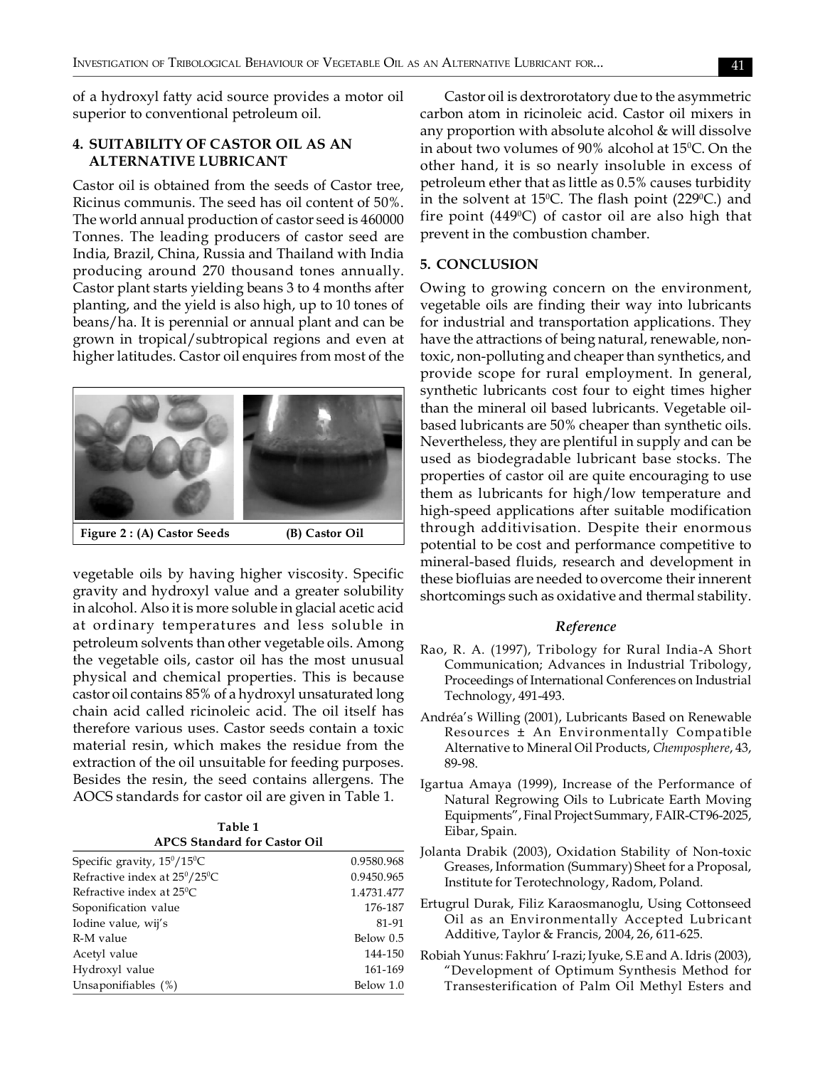of a hydroxyl fatty acid source provides a motor oil superior to conventional petroleum oil.

## 4. SUITABILITY OF CASTOR OIL AS AN ALTERNATIVE LUBRICANT

Castor oil is obtained from the seeds of Castor tree, Ricinus communis. The seed has oil content of 50%. The world annual production of castor seed is 460000 Tonnes. The leading producers of castor seed are India, Brazil, China, Russia and Thailand with India producing around 270 thousand tones annually. Castor plant starts yielding beans 3 to 4 months after planting, and the yield is also high, up to 10 tones of beans/ha. It is perennial or annual plant and can be grown in tropical/subtropical regions and even at higher latitudes. Castor oil enquires from most of the vegetable oils by having higher viscosity. Specific gravity and hydroxyl value and a greater solubility in alcohol. Also it is more soluble in glacial acetic acid at ordinary temperatures and less soluble in petroleum solvents than other vegetable oils. Among the vegetable oils, castor oil has the most unusual physical and chemical properties. This is because castor oil contains 85% of a hydroxyl unsaturated long chain acid called ricinoleic acid. The oil itself has therefore various uses. Castor seeds contain a toxic material resin, which makes the residue from the extraction of the oil unsuitable for feeding purposes. Besides the resin, the seed contains allergens. The AOCS standards for castor oil are given in Table 1.

**Figure 2 : (A) Castor Seeds (B) Castor Oil**

**Table 1**
**APCS Standard for Castor Oil**

| | |
|---|---|
| Specific gravity, $15^0/15^0$C | 0.9580.968 |
| Refractive index at $25^0/25^0$C | 0.9450.965 |
| Refractive index at $25^0$C | 1.4731.477 |
| Soponification value | 176-187 |
| Iodine value, wij's | 81-91 |
| R-M value | Below 0.5 |
| Acetyl value | 144-150 |
| Hydroxyl value | 161-169 |
| Unsaponifiables (%) | Below 1.0 |

Castor oil is dextrorotatory due to the asymmetric carbon atom in ricinoleic acid. Castor oil mixers in any proportion with absolute alcohol & will dissolve in about two volumes of 90% alcohol at $15^0$C. On the other hand, it is so nearly insoluble in excess of petroleum ether that as little as 0.5% causes turbidity in the solvent at $15^0$C. The flash point ($229^0$C.) and fire point ($449^0$C) of castor oil are also high that prevent in the combustion chamber.

## 5. CONCLUSION

Owing to growing concern on the environment, vegetable oils are finding their way into lubricants for industrial and transportation applications. They have the attractions of being natural, renewable, non-toxic, non-polluting and cheaper than synthetics, and provide scope for rural employment. In general, synthetic lubricants cost four to eight times higher than the mineral oil based lubricants. Vegetable oil-based lubricants are 50% cheaper than synthetic oils. Nevertheless, they are plentiful in supply and can be used as biodegradable lubricant base stocks. The properties of castor oil are quite encouraging to use them as lubricants for high/low temperature and high-speed applications after suitable modification through additivisation. Despite their enormous potential to be cost and performance competitive to mineral-based fluids, research and development in these biofluias are needed to overcome their innerent shortcomings such as oxidative and thermal stability.

### *Reference*

Rao, R. A. (1997), Tribology for Rural India-A Short Communication; Advances in Industrial Tribology, Proceedings of International Conferences on Industrial Technology, 491-493.

Andréa's Willing (2001), Lubricants Based on Renewable Resources ± An Environmentally Compatible Alternative to Mineral Oil Products, *Chemposphere*, 43, 89-98.

Igartua Amaya (1999), Increase of the Performance of Natural Regrowing Oils to Lubricate Earth Moving Equipments", Final Project Summary, FAIR-CT96-2025, Eibar, Spain.

Jolanta Drabik (2003), Oxidation Stability of Non-toxic Greases, Information (Summary) Sheet for a Proposal, Institute for Terotechnology, Radom, Poland.

Ertugrul Durak, Filiz Karaosmanoglu, Using Cottonseed Oil as an Environmentally Accepted Lubricant Additive, Taylor & Francis, 2004, 26, 611-625.

Robiah Yunus: Fakhru' I-razi; Iyuke, S.E and A. Idris (2003), "Development of Optimum Synthesis Method for Transesterification of Palm Oil Methyl Esters and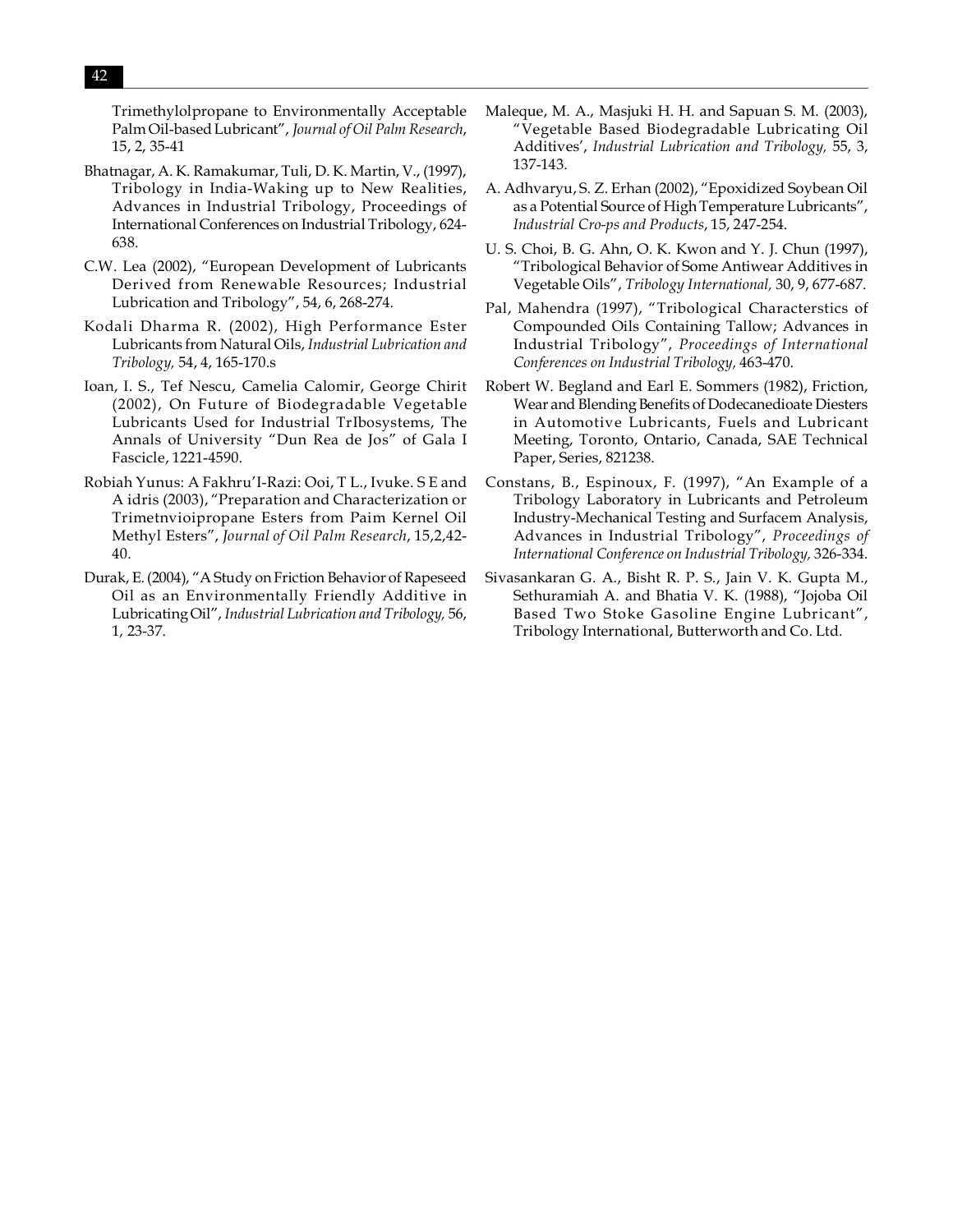Trimethylolpropane to Environmentally Acceptable Palm Oil-based Lubricant", *Journal of Oil Palm Research*, 15, 2, 35-41

Bhatnagar, A. K. Ramakumar, Tuli, D. K. Martin, V., (1997), Tribology in India-Waking up to New Realities, Advances in Industrial Tribology, Proceedings of International Conferences on Industrial Tribology, 624-638.

C.W. Lea (2002), "European Development of Lubricants Derived from Renewable Resources; Industrial Lubrication and Tribology", 54, 6, 268-274.

Kodali Dharma R. (2002), High Performance Ester Lubricants from Natural Oils, *Industrial Lubrication and Tribology,* 54, 4, 165-170.s

Ioan, I. S., Tef Nescu, Camelia Calomir, George Chirit (2002), On Future of Biodegradable Vegetable Lubricants Used for Industrial TrIbosystems, The Annals of University "Dun Rea de Jos" of Gala I Fascicle, 1221-4590.

Robiah Yunus: A Fakhru'I-Razi: Ooi, T L., Ivuke. S E and A idris (2003), "Preparation and Characterization or Trimetnvioipropane Esters from Paim Kernel Oil Methyl Esters", *Journal of Oil Palm Research*, 15,2,42-40.

Durak, E. (2004), "A Study on Friction Behavior of Rapeseed Oil as an Environmentally Friendly Additive in Lubricating Oil", *Industrial Lubrication and Tribology,* 56, 1, 23-37.

Maleque, M. A., Masjuki H. H. and Sapuan S. M. (2003), "Vegetable Based Biodegradable Lubricating Oil Additives', *Industrial Lubrication and Tribology,* 55, 3, 137-143.

A. Adhvaryu, S. Z. Erhan (2002), "Epoxidized Soybean Oil as a Potential Source of High Temperature Lubricants", *Industrial Cro-ps and Products*, 15, 247-254.

U. S. Choi, B. G. Ahn, O. K. Kwon and Y. J. Chun (1997), "Tribological Behavior of Some Antiwear Additives in Vegetable Oils", *Tribology International,* 30, 9, 677-687.

Pal, Mahendra (1997), "Tribological Characterstics of Compounded Oils Containing Tallow; Advances in Industrial Tribology", *Proceedings of International Conferences on Industrial Tribology,* 463-470.

Robert W. Begland and Earl E. Sommers (1982), Friction, Wear and Blending Benefits of Dodecanedioate Diesters in Automotive Lubricants, Fuels and Lubricant Meeting, Toronto, Ontario, Canada, SAE Technical Paper, Series, 821238.

Constans, B., Espinoux, F. (1997), "An Example of a Tribology Laboratory in Lubricants and Petroleum Industry-Mechanical Testing and Surfacem Analysis, Advances in Industrial Tribology", *Proceedings of International Conference on Industrial Tribology,* 326-334.

Sivasankaran G. A., Bisht R. P. S., Jain V. K. Gupta M., Sethuramiah A. and Bhatia V. K. (1988), "Jojoba Oil Based Two Stoke Gasoline Engine Lubricant", Tribology International, Butterworth and Co. Ltd.